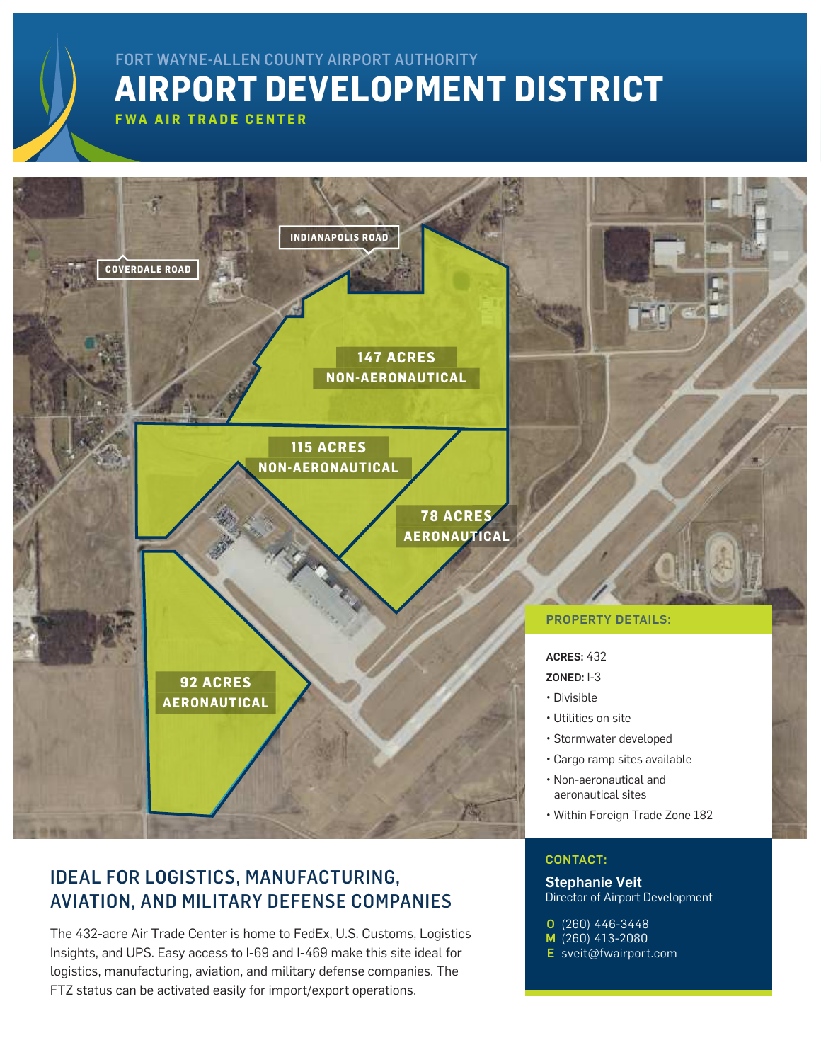FORT WAYNE-ALLEN COUNTY AIRPORT AUTHORITY

# AIRPORT DEVELOPMENT DISTRICT

**FWA AIR TRADE CENTER**

INDIANAPOLIS ROAD

COVERDALE ROAD

147 ACRES NON-AERONAUTICAL

115 ACRES NON-AERONAUTICAL

78 ACRES AERONAUTICAL

92 ACRES AERONAUTICAL

### PROPERTY DETAILS:

**ACRES:** 432

**ZONED:** I-3

- Divisible
- Utilities on site
- Stormwater developed
- Cargo ramp sites available
- Non-aeronautical and aeronautical sites
- Within Foreign Trade Zone 182

## IDEAL FOR LOGISTICS, MANUFACTURING, AVIATION, AND MILITARY DEFENSE COMPANIES

The 432-acre Air Trade Center is home to FedEx, U.S. Customs, Logistics Insights, and UPS. Easy access to I-69 and I-469 make this site ideal for logistics, manufacturing, aviation, and military defense companies. The FTZ status can be activated easily for import/export operations.

### CONTACT:

**Stephanie Veit**
Director of Airport Development

**O** (260) 446-3448
**M** (260) 413-2080
**E** sveit@fwairport.com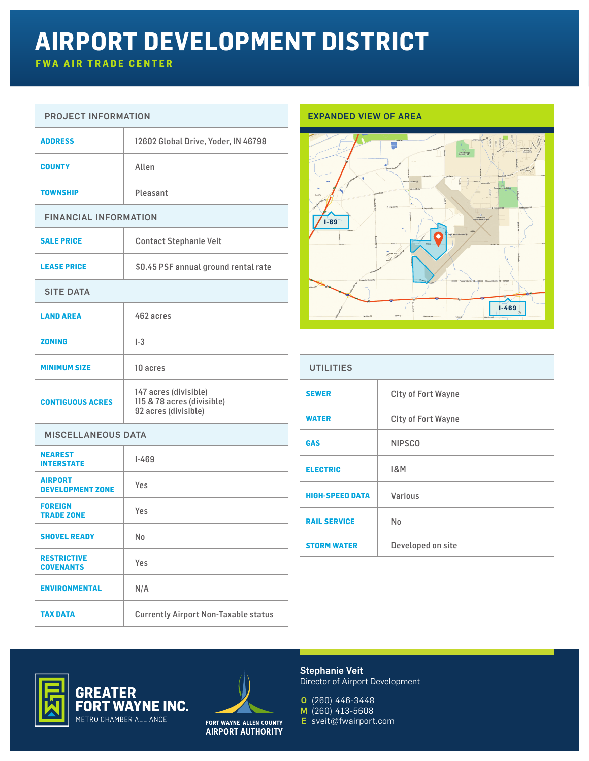# AIRPORT DEVELOPMENT DISTRICT

## FWA AIR TRADE CENTER

| PROJECT INFORMATION | |
|---|---|
| ADDRESS | 12602 Global Drive, Yoder, IN 46798 |
| COUNTY | Allen |
| TOWNSHIP | Pleasant |

| FINANCIAL INFORMATION | |
|---|---|
| SALE PRICE | Contact Stephanie Veit |
| LEASE PRICE | $0.45 PSF annual ground rental rate |

| SITE DATA | |
|---|---|
| LAND AREA | 462 acres |
| ZONING | I-3 |
| MINIMUM SIZE | 10 acres |
| CONTIGUOUS ACRES | 147 acres (divisible)<br>115 & 78 acres (divisible)<br>92 acres (divisible) |

| MISCELLANEOUS DATA | |
|---|---|
| NEAREST INTERSTATE | I-469 |
| AIRPORT DEVELOPMENT ZONE | Yes |
| FOREIGN TRADE ZONE | Yes |
| SHOVEL READY | No |
| RESTRICTIVE COVENANTS | Yes |
| ENVIRONMENTAL | N/A |
| TAX DATA | Currently Airport Non-Taxable status |

## EXPANDED VIEW OF AREA

I-69

I-469

| UTILITIES | |
|---|---|
| SEWER | City of Fort Wayne |
| WATER | City of Fort Wayne |
| GAS | NIPSCO |
| ELECTRIC | I&M |
| HIGH-SPEED DATA | Various |
| RAIL SERVICE | No |
| STORM WATER | Developed on site |

GREATER FORT WAYNE INC.
METRO CHAMBER ALLIANCE

FORT WAYNE · ALLEN COUNTY
AIRPORT AUTHORITY

**Stephanie Veit**
Director of Airport Development

O (260) 446-3448
M (260) 413-5608
E sveit@fwairport.com